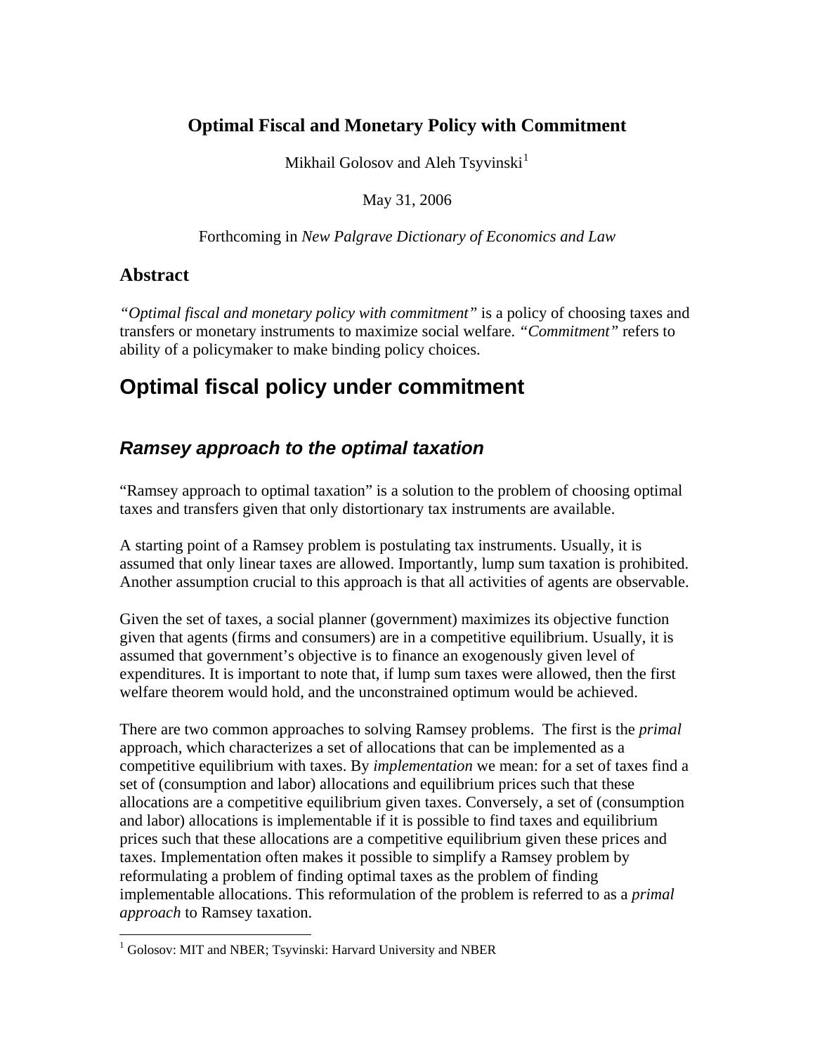# Optimal Fiscal and Monetary Policy with Commitment

Mikhail Golosov and Aleh Tsyvinski[1]

May 31, 2006

Forthcoming in *New Palgrave Dictionary of Economics and Law*

## Abstract

*"Optimal fiscal and monetary policy with commitment"* is a policy of choosing taxes and transfers or monetary instruments to maximize social welfare. *"Commitment"* refers to ability of a policymaker to make binding policy choices.

# Optimal fiscal policy under commitment

## *Ramsey approach to the optimal taxation*

"Ramsey approach to optimal taxation" is a solution to the problem of choosing optimal taxes and transfers given that only distortionary tax instruments are available.

A starting point of a Ramsey problem is postulating tax instruments. Usually, it is assumed that only linear taxes are allowed. Importantly, lump sum taxation is prohibited. Another assumption crucial to this approach is that all activities of agents are observable.

Given the set of taxes, a social planner (government) maximizes its objective function given that agents (firms and consumers) are in a competitive equilibrium. Usually, it is assumed that government's objective is to finance an exogenously given level of expenditures. It is important to note that, if lump sum taxes were allowed, then the first welfare theorem would hold, and the unconstrained optimum would be achieved.

There are two common approaches to solving Ramsey problems. The first is the *primal* approach, which characterizes a set of allocations that can be implemented as a competitive equilibrium with taxes. By *implementation* we mean: for a set of taxes find a set of (consumption and labor) allocations and equilibrium prices such that these allocations are a competitive equilibrium given taxes. Conversely, a set of (consumption and labor) allocations is implementable if it is possible to find taxes and equilibrium prices such that these allocations are a competitive equilibrium given these prices and taxes. Implementation often makes it possible to simplify a Ramsey problem by reformulating a problem of finding optimal taxes as the problem of finding implementable allocations. This reformulation of the problem is referred to as a *primal approach* to Ramsey taxation.

[1] Golosov: MIT and NBER; Tsyvinski: Harvard University and NBER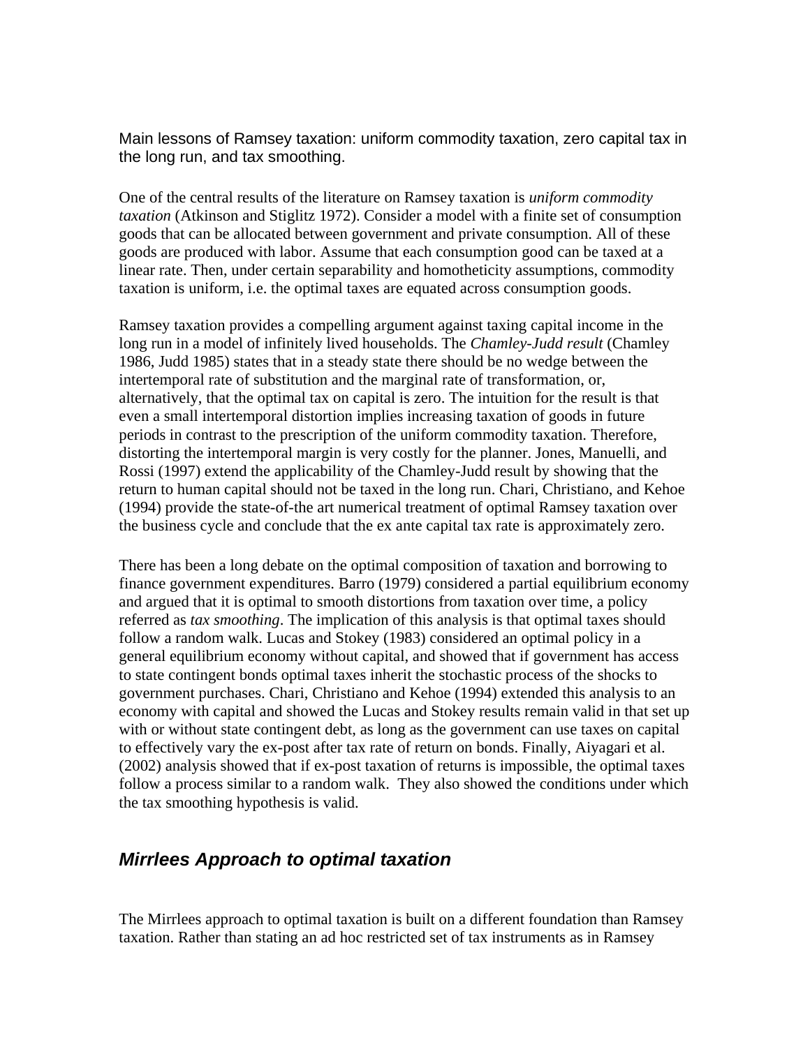Main lessons of Ramsey taxation: uniform commodity taxation, zero capital tax in the long run, and tax smoothing.

One of the central results of the literature on Ramsey taxation is *uniform commodity taxation* (Atkinson and Stiglitz 1972). Consider a model with a finite set of consumption goods that can be allocated between government and private consumption. All of these goods are produced with labor. Assume that each consumption good can be taxed at a linear rate. Then, under certain separability and homotheticity assumptions, commodity taxation is uniform, i.e. the optimal taxes are equated across consumption goods.

Ramsey taxation provides a compelling argument against taxing capital income in the long run in a model of infinitely lived households. The *Chamley-Judd result* (Chamley 1986, Judd 1985) states that in a steady state there should be no wedge between the intertemporal rate of substitution and the marginal rate of transformation, or, alternatively, that the optimal tax on capital is zero. The intuition for the result is that even a small intertemporal distortion implies increasing taxation of goods in future periods in contrast to the prescription of the uniform commodity taxation. Therefore, distorting the intertemporal margin is very costly for the planner. Jones, Manuelli, and Rossi (1997) extend the applicability of the Chamley-Judd result by showing that the return to human capital should not be taxed in the long run. Chari, Christiano, and Kehoe (1994) provide the state-of-the art numerical treatment of optimal Ramsey taxation over the business cycle and conclude that the ex ante capital tax rate is approximately zero.

There has been a long debate on the optimal composition of taxation and borrowing to finance government expenditures. Barro (1979) considered a partial equilibrium economy and argued that it is optimal to smooth distortions from taxation over time, a policy referred as *tax smoothing*. The implication of this analysis is that optimal taxes should follow a random walk. Lucas and Stokey (1983) considered an optimal policy in a general equilibrium economy without capital, and showed that if government has access to state contingent bonds optimal taxes inherit the stochastic process of the shocks to government purchases. Chari, Christiano and Kehoe (1994) extended this analysis to an economy with capital and showed the Lucas and Stokey results remain valid in that set up with or without state contingent debt, as long as the government can use taxes on capital to effectively vary the ex-post after tax rate of return on bonds. Finally, Aiyagari et al. (2002) analysis showed that if ex-post taxation of returns is impossible, the optimal taxes follow a process similar to a random walk. They also showed the conditions under which the tax smoothing hypothesis is valid.

## *Mirrlees Approach to optimal taxation*

The Mirrlees approach to optimal taxation is built on a different foundation than Ramsey taxation. Rather than stating an ad hoc restricted set of tax instruments as in Ramsey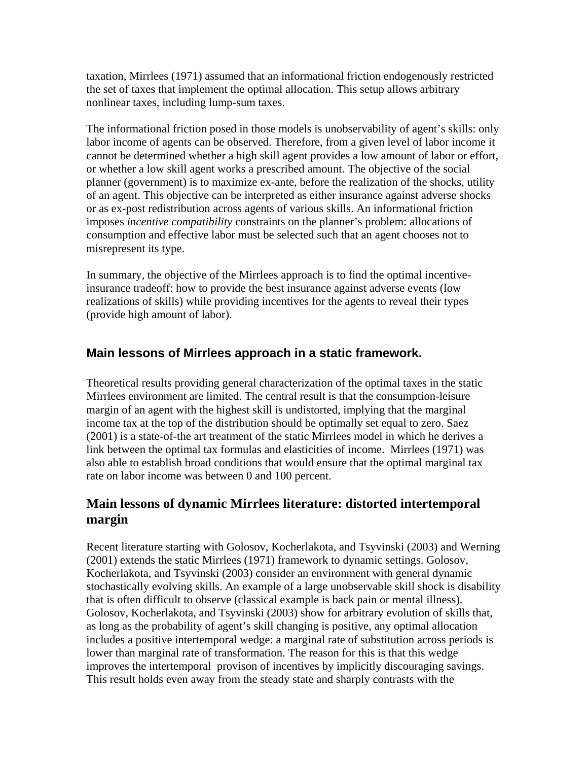taxation, Mirrlees (1971) assumed that an informational friction endogenously restricted the set of taxes that implement the optimal allocation. This setup allows arbitrary nonlinear taxes, including lump-sum taxes.

The informational friction posed in those models is unobservability of agent's skills: only labor income of agents can be observed. Therefore, from a given level of labor income it cannot be determined whether a high skill agent provides a low amount of labor or effort, or whether a low skill agent works a prescribed amount. The objective of the social planner (government) is to maximize ex-ante, before the realization of the shocks, utility of an agent. This objective can be interpreted as either insurance against adverse shocks or as ex-post redistribution across agents of various skills. An informational friction imposes *incentive compatibility* constraints on the planner's problem: allocations of consumption and effective labor must be selected such that an agent chooses not to misrepresent its type.

In summary, the objective of the Mirrlees approach is to find the optimal incentive-insurance tradeoff: how to provide the best insurance against adverse events (low realizations of skills) while providing incentives for the agents to reveal their types (provide high amount of labor).

## Main lessons of Mirrlees approach in a static framework.

Theoretical results providing general characterization of the optimal taxes in the static Mirrlees environment are limited. The central result is that the consumption-leisure margin of an agent with the highest skill is undistorted, implying that the marginal income tax at the top of the distribution should be optimally set equal to zero. Saez (2001) is a state-of-the art treatment of the static Mirrlees model in which he derives a link between the optimal tax formulas and elasticities of income. Mirrlees (1971) was also able to establish broad conditions that would ensure that the optimal marginal tax rate on labor income was between 0 and 100 percent.

## Main lessons of dynamic Mirrlees literature: distorted intertemporal margin

Recent literature starting with Golosov, Kocherlakota, and Tsyvinski (2003) and Werning (2001) extends the static Mirrlees (1971) framework to dynamic settings. Golosov, Kocherlakota, and Tsyvinski (2003) consider an environment with general dynamic stochastically evolving skills. An example of a large unobservable skill shock is disability that is often difficult to observe (classical example is back pain or mental illness). Golosov, Kocherlakota, and Tsyvinski (2003) show for arbitrary evolution of skills that, as long as the probability of agent's skill changing is positive, any optimal allocation includes a positive intertemporal wedge: a marginal rate of substitution across periods is lower than marginal rate of transformation. The reason for this is that this wedge improves the intertemporal provison of incentives by implicitly discouraging savings. This result holds even away from the steady state and sharply contrasts with the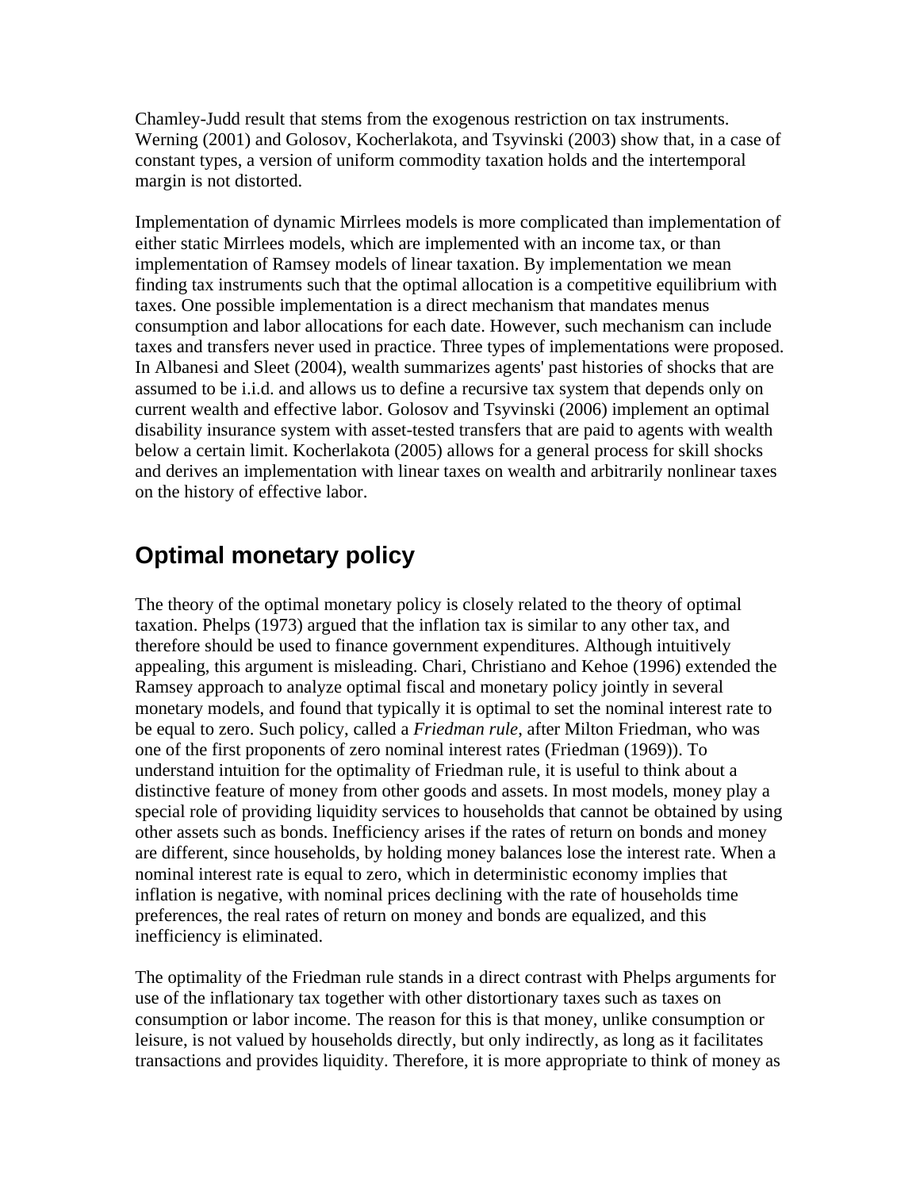Chamley-Judd result that stems from the exogenous restriction on tax instruments. Werning (2001) and Golosov, Kocherlakota, and Tsyvinski (2003) show that, in a case of constant types, a version of uniform commodity taxation holds and the intertemporal margin is not distorted.

Implementation of dynamic Mirrlees models is more complicated than implementation of either static Mirrlees models, which are implemented with an income tax, or than implementation of Ramsey models of linear taxation. By implementation we mean finding tax instruments such that the optimal allocation is a competitive equilibrium with taxes. One possible implementation is a direct mechanism that mandates menus consumption and labor allocations for each date. However, such mechanism can include taxes and transfers never used in practice. Three types of implementations were proposed. In Albanesi and Sleet (2004), wealth summarizes agents' past histories of shocks that are assumed to be i.i.d. and allows us to define a recursive tax system that depends only on current wealth and effective labor. Golosov and Tsyvinski (2006) implement an optimal disability insurance system with asset-tested transfers that are paid to agents with wealth below a certain limit. Kocherlakota (2005) allows for a general process for skill shocks and derives an implementation with linear taxes on wealth and arbitrarily nonlinear taxes on the history of effective labor.

## Optimal monetary policy

The theory of the optimal monetary policy is closely related to the theory of optimal taxation. Phelps (1973) argued that the inflation tax is similar to any other tax, and therefore should be used to finance government expenditures. Although intuitively appealing, this argument is misleading. Chari, Christiano and Kehoe (1996) extended the Ramsey approach to analyze optimal fiscal and monetary policy jointly in several monetary models, and found that typically it is optimal to set the nominal interest rate to be equal to zero. Such policy, called a *Friedman rule*, after Milton Friedman, who was one of the first proponents of zero nominal interest rates (Friedman (1969)). To understand intuition for the optimality of Friedman rule, it is useful to think about a distinctive feature of money from other goods and assets. In most models, money play a special role of providing liquidity services to households that cannot be obtained by using other assets such as bonds. Inefficiency arises if the rates of return on bonds and money are different, since households, by holding money balances lose the interest rate. When a nominal interest rate is equal to zero, which in deterministic economy implies that inflation is negative, with nominal prices declining with the rate of households time preferences, the real rates of return on money and bonds are equalized, and this inefficiency is eliminated.

The optimality of the Friedman rule stands in a direct contrast with Phelps arguments for use of the inflationary tax together with other distortionary taxes such as taxes on consumption or labor income. The reason for this is that money, unlike consumption or leisure, is not valued by households directly, but only indirectly, as long as it facilitates transactions and provides liquidity. Therefore, it is more appropriate to think of money as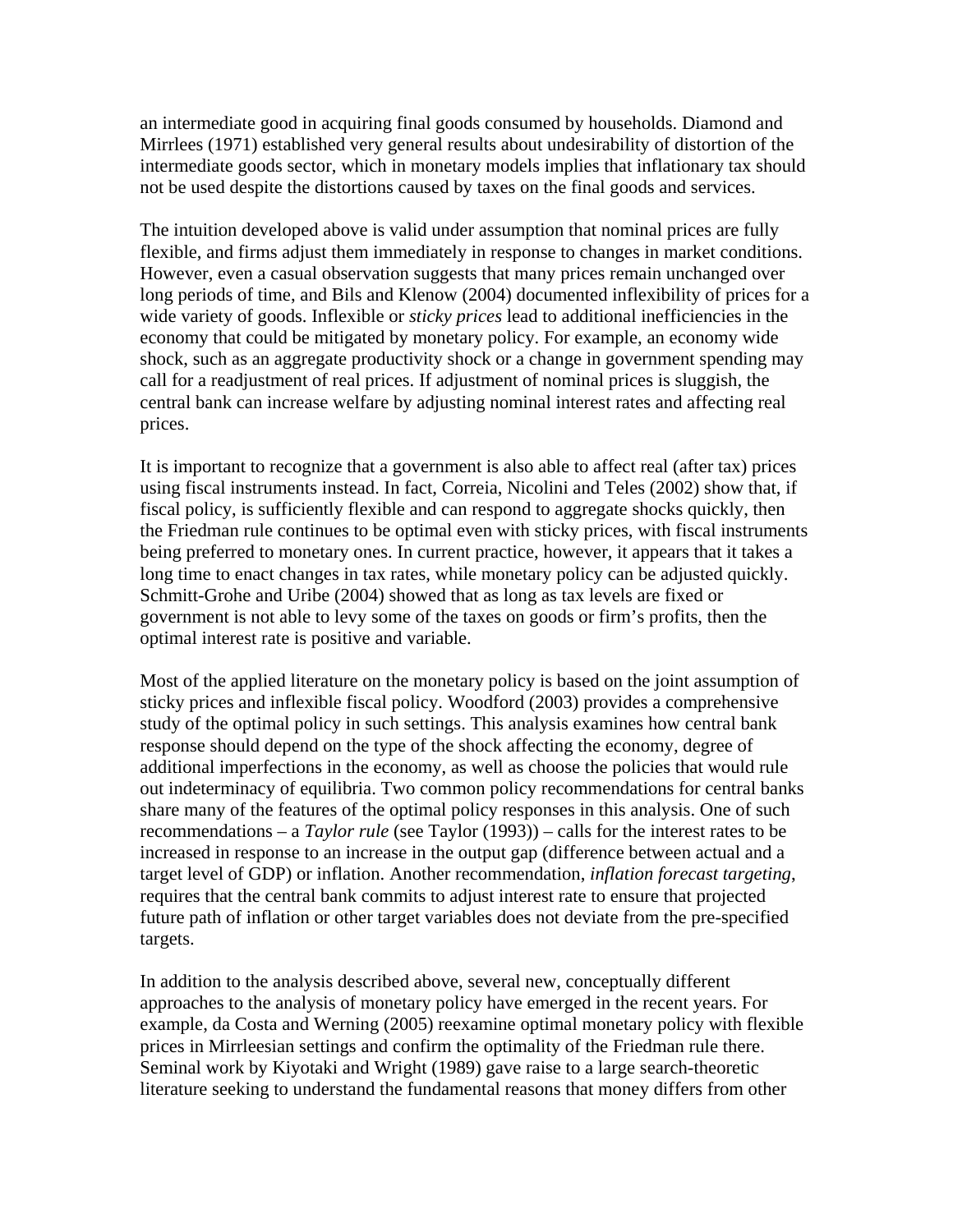an intermediate good in acquiring final goods consumed by households. Diamond and Mirrlees (1971) established very general results about undesirability of distortion of the intermediate goods sector, which in monetary models implies that inflationary tax should not be used despite the distortions caused by taxes on the final goods and services.

The intuition developed above is valid under assumption that nominal prices are fully flexible, and firms adjust them immediately in response to changes in market conditions. However, even a casual observation suggests that many prices remain unchanged over long periods of time, and Bils and Klenow (2004) documented inflexibility of prices for a wide variety of goods. Inflexible or *sticky prices* lead to additional inefficiencies in the economy that could be mitigated by monetary policy. For example, an economy wide shock, such as an aggregate productivity shock or a change in government spending may call for a readjustment of real prices. If adjustment of nominal prices is sluggish, the central bank can increase welfare by adjusting nominal interest rates and affecting real prices.

It is important to recognize that a government is also able to affect real (after tax) prices using fiscal instruments instead. In fact, Correia, Nicolini and Teles (2002) show that, if fiscal policy, is sufficiently flexible and can respond to aggregate shocks quickly, then the Friedman rule continues to be optimal even with sticky prices, with fiscal instruments being preferred to monetary ones. In current practice, however, it appears that it takes a long time to enact changes in tax rates, while monetary policy can be adjusted quickly. Schmitt-Grohe and Uribe (2004) showed that as long as tax levels are fixed or government is not able to levy some of the taxes on goods or firm's profits, then the optimal interest rate is positive and variable.

Most of the applied literature on the monetary policy is based on the joint assumption of sticky prices and inflexible fiscal policy. Woodford (2003) provides a comprehensive study of the optimal policy in such settings. This analysis examines how central bank response should depend on the type of the shock affecting the economy, degree of additional imperfections in the economy, as well as choose the policies that would rule out indeterminacy of equilibria. Two common policy recommendations for central banks share many of the features of the optimal policy responses in this analysis. One of such recommendations – a *Taylor rule* (see Taylor (1993)) – calls for the interest rates to be increased in response to an increase in the output gap (difference between actual and a target level of GDP) or inflation. Another recommendation, *inflation forecast targeting*, requires that the central bank commits to adjust interest rate to ensure that projected future path of inflation or other target variables does not deviate from the pre-specified targets.

In addition to the analysis described above, several new, conceptually different approaches to the analysis of monetary policy have emerged in the recent years. For example, da Costa and Werning (2005) reexamine optimal monetary policy with flexible prices in Mirrleesian settings and confirm the optimality of the Friedman rule there. Seminal work by Kiyotaki and Wright (1989) gave raise to a large search-theoretic literature seeking to understand the fundamental reasons that money differs from other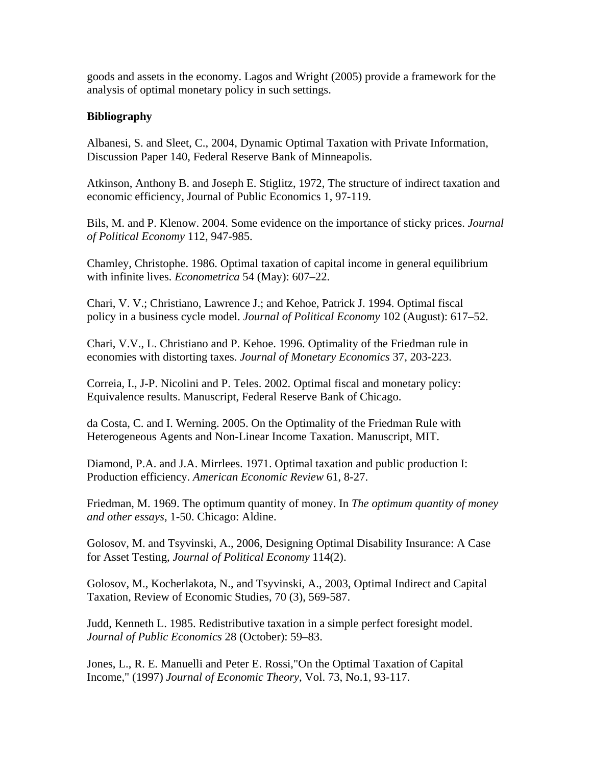goods and assets in the economy. Lagos and Wright (2005) provide a framework for the analysis of optimal monetary policy in such settings.

**Bibliography**

Albanesi, S. and Sleet, C., 2004, Dynamic Optimal Taxation with Private Information, Discussion Paper 140, Federal Reserve Bank of Minneapolis.

Atkinson, Anthony B. and Joseph E. Stiglitz, 1972, The structure of indirect taxation and economic efficiency, Journal of Public Economics 1, 97-119.

Bils, M. and P. Klenow. 2004. Some evidence on the importance of sticky prices. *Journal of Political Economy* 112, 947-985.

Chamley, Christophe. 1986. Optimal taxation of capital income in general equilibrium with infinite lives. *Econometrica* 54 (May): 607–22.

Chari, V. V.; Christiano, Lawrence J.; and Kehoe, Patrick J. 1994. Optimal fiscal policy in a business cycle model. *Journal of Political Economy* 102 (August): 617–52.

Chari, V.V., L. Christiano and P. Kehoe. 1996. Optimality of the Friedman rule in economies with distorting taxes. *Journal of Monetary Economics* 37, 203-223.

Correia, I., J-P. Nicolini and P. Teles. 2002. Optimal fiscal and monetary policy: Equivalence results. Manuscript, Federal Reserve Bank of Chicago.

da Costa, C. and I. Werning. 2005. On the Optimality of the Friedman Rule with Heterogeneous Agents and Non-Linear Income Taxation. Manuscript, MIT.

Diamond, P.A. and J.A. Mirrlees. 1971. Optimal taxation and public production I: Production efficiency. *American Economic Review* 61, 8-27.

Friedman, M. 1969. The optimum quantity of money. In *The optimum quantity of money and other essays*, 1-50. Chicago: Aldine.

Golosov, M. and Tsyvinski, A., 2006, Designing Optimal Disability Insurance: A Case for Asset Testing, *Journal of Political Economy* 114(2).

Golosov, M., Kocherlakota, N., and Tsyvinski, A., 2003, Optimal Indirect and Capital Taxation, Review of Economic Studies, 70 (3), 569-587.

Judd, Kenneth L. 1985. Redistributive taxation in a simple perfect foresight model. *Journal of Public Economics* 28 (October): 59–83.

Jones, L., R. E. Manuelli and Peter E. Rossi,"On the Optimal Taxation of Capital Income," (1997) *Journal of Economic Theory*, Vol. 73, No.1, 93-117.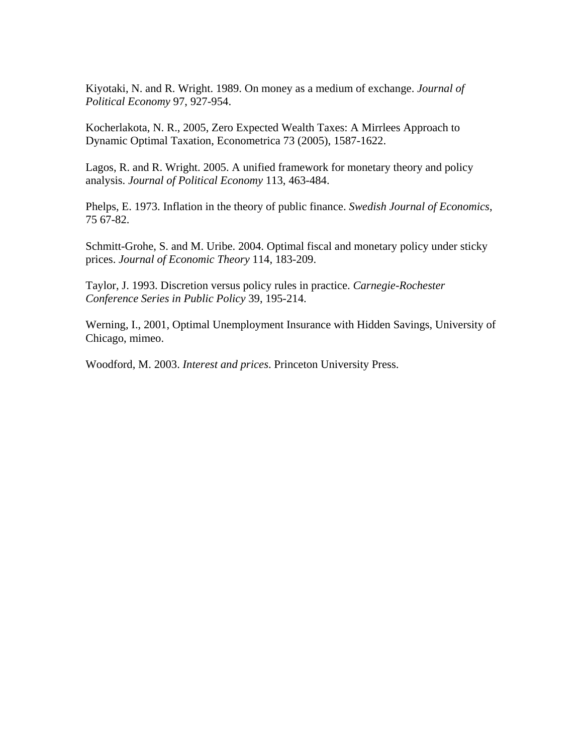Kiyotaki, N. and R. Wright. 1989. On money as a medium of exchange. *Journal of Political Economy* 97, 927-954.

Kocherlakota, N. R., 2005, Zero Expected Wealth Taxes: A Mirrlees Approach to Dynamic Optimal Taxation, Econometrica 73 (2005), 1587-1622.

Lagos, R. and R. Wright. 2005. A unified framework for monetary theory and policy analysis. *Journal of Political Economy* 113, 463-484.

Phelps, E. 1973. Inflation in the theory of public finance. *Swedish Journal of Economics*, 75 67-82.

Schmitt-Grohe, S. and M. Uribe. 2004. Optimal fiscal and monetary policy under sticky prices. *Journal of Economic Theory* 114, 183-209.

Taylor, J. 1993. Discretion versus policy rules in practice. *Carnegie-Rochester Conference Series in Public Policy* 39, 195-214.

Werning, I., 2001, Optimal Unemployment Insurance with Hidden Savings, University of Chicago, mimeo.

Woodford, M. 2003. *Interest and prices*. Princeton University Press.